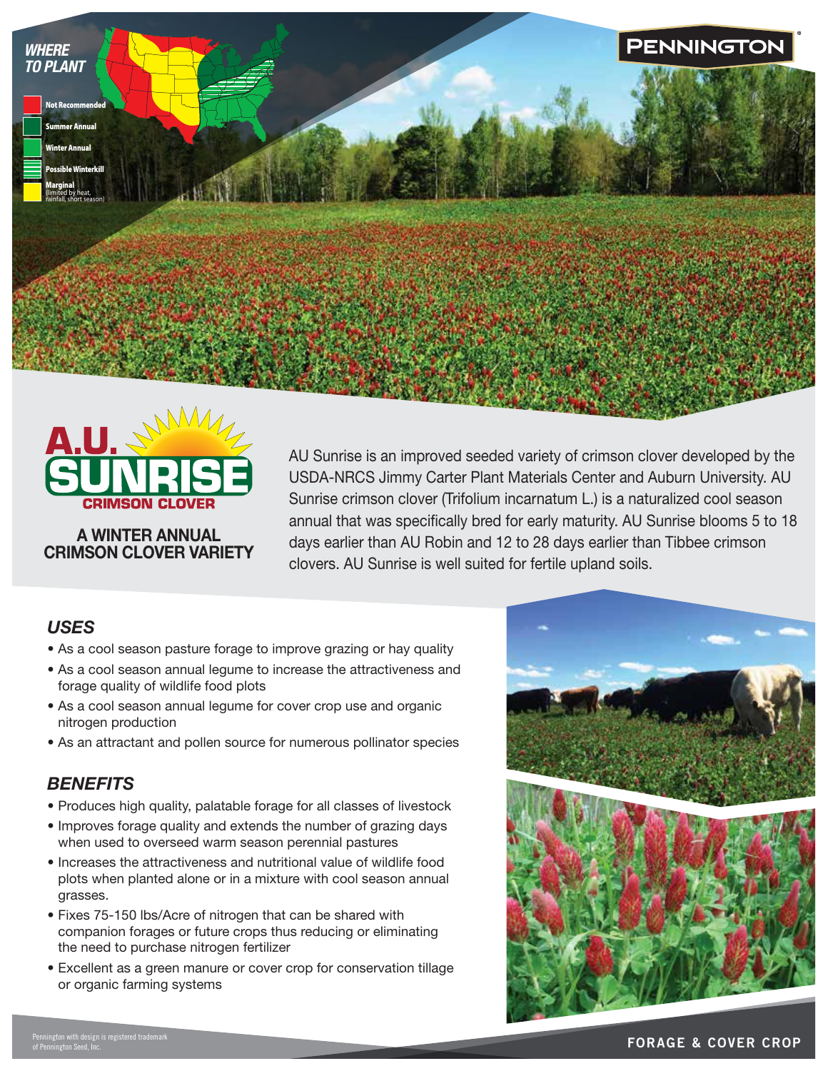## WHERE TO PLANT

- Not Recommended
- Summer Annual
- Winter Annual
- Possible Winterkill
- Marginal (limited by heat, rainfall, short season)

PENNINGTON

# A.U. SUNRISE CRIMSON CLOVER

**A WINTER ANNUAL CRIMSON CLOVER VARIETY**

AU Sunrise is an improved seeded variety of crimson clover developed by the USDA-NRCS Jimmy Carter Plant Materials Center and Auburn University. AU Sunrise crimson clover (Trifolium incarnatum L.) is a naturalized cool season annual that was specifically bred for early maturity. AU Sunrise blooms 5 to 18 days earlier than AU Robin and 12 to 28 days earlier than Tibbee crimson clovers. AU Sunrise is well suited for fertile upland soils.

## *USES*

- As a cool season pasture forage to improve grazing or hay quality
- As a cool season annual legume to increase the attractiveness and forage quality of wildlife food plots
- As a cool season annual legume for cover crop use and organic nitrogen production
- As an attractant and pollen source for numerous pollinator species

## *BENEFITS*

- Produces high quality, palatable forage for all classes of livestock
- Improves forage quality and extends the number of grazing days when used to overseed warm season perennial pastures
- Increases the attractiveness and nutritional value of wildlife food plots when planted alone or in a mixture with cool season annual grasses.
- Fixes 75-150 lbs/Acre of nitrogen that can be shared with companion forages or future crops thus reducing or eliminating the need to purchase nitrogen fertilizer
- Excellent as a green manure or cover crop for conservation tillage or organic farming systems

Pennington with design is registered trademark of Pennington Seed, Inc.

FORAGE & COVER CROP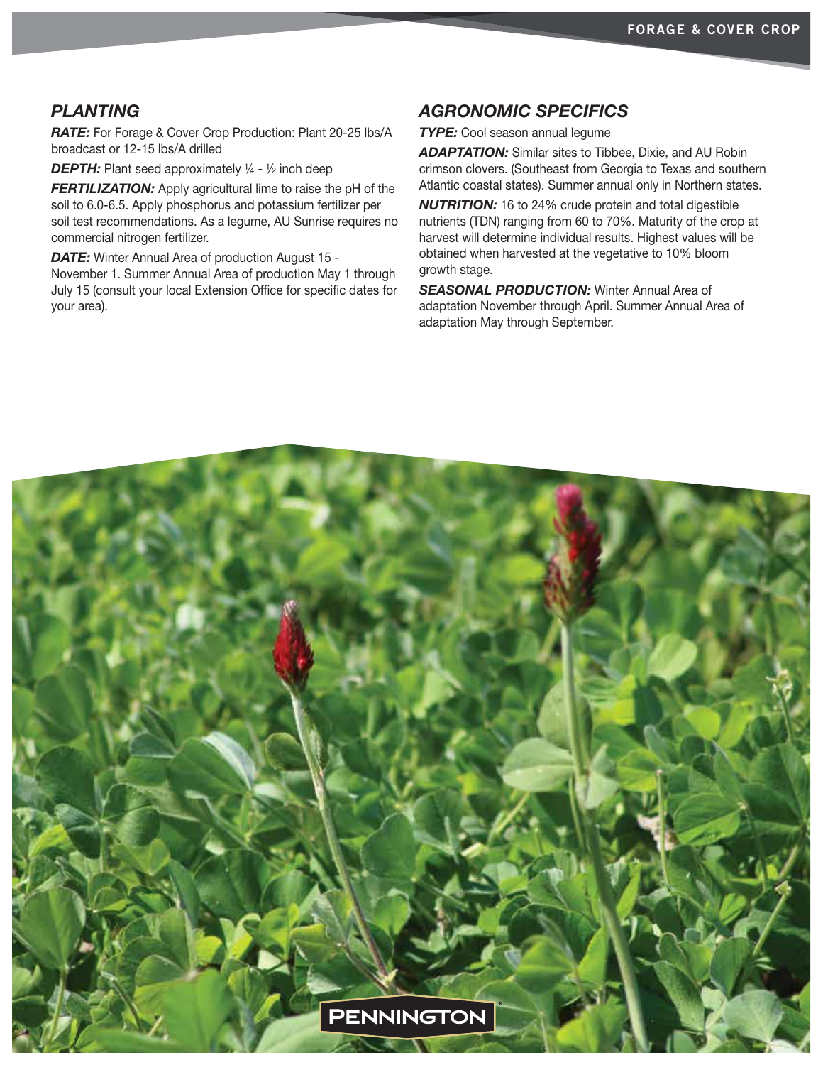## *PLANTING*

***RATE:*** For Forage & Cover Crop Production: Plant 20-25 lbs/A broadcast or 12-15 lbs/A drilled

***DEPTH:*** Plant seed approximately ¼ - ½ inch deep

***FERTILIZATION:*** Apply agricultural lime to raise the pH of the soil to 6.0-6.5. Apply phosphorus and potassium fertilizer per soil test recommendations. As a legume, AU Sunrise requires no commercial nitrogen fertilizer.

***DATE:*** Winter Annual Area of production August 15 - November 1. Summer Annual Area of production May 1 through July 15 (consult your local Extension Office for specific dates for your area).

## *AGRONOMIC SPECIFICS*

***TYPE:*** Cool season annual legume

***ADAPTATION:*** Similar sites to Tibbee, Dixie, and AU Robin crimson clovers. (Southeast from Georgia to Texas and southern Atlantic coastal states). Summer annual only in Northern states.

***NUTRITION:*** 16 to 24% crude protein and total digestible nutrients (TDN) ranging from 60 to 70%. Maturity of the crop at harvest will determine individual results. Highest values will be obtained when harvested at the vegetative to 10% bloom growth stage.

***SEASONAL PRODUCTION:*** Winter Annual Area of adaptation November through April. Summer Annual Area of adaptation May through September.